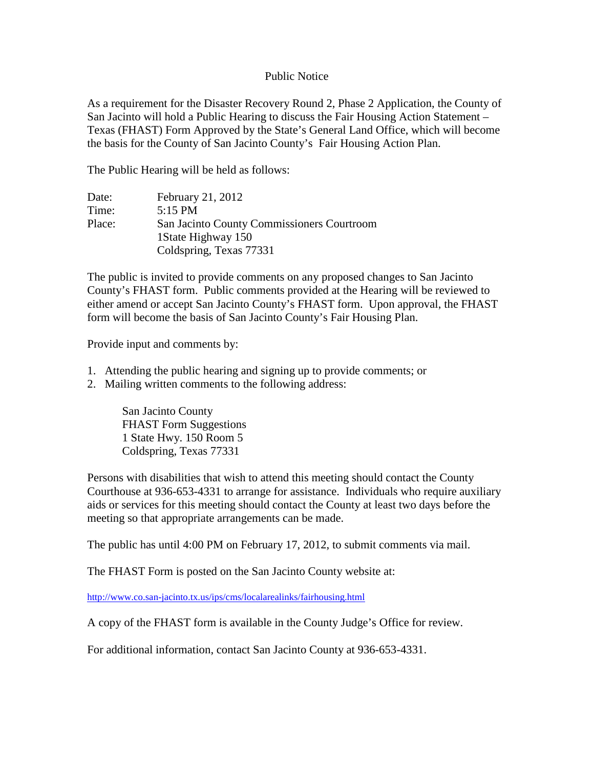# Public Notice

As a requirement for the Disaster Recovery Round 2, Phase 2 Application, the County of San Jacinto will hold a Public Hearing to discuss the Fair Housing Action Statement – Texas (FHAST) Form Approved by the State's General Land Office, which will become the basis for the County of San Jacinto County's Fair Housing Action Plan.

The Public Hearing will be held as follows:

| | |
|---|---|
| Date: | February 21, 2012 |
| Time: | 5:15 PM |
| Place: | San Jacinto County Commissioners Courtroom<br>1State Highway 150<br>Coldspring, Texas 77331 |

The public is invited to provide comments on any proposed changes to San Jacinto County's FHAST form. Public comments provided at the Hearing will be reviewed to either amend or accept San Jacinto County's FHAST form. Upon approval, the FHAST form will become the basis of San Jacinto County's Fair Housing Plan.

Provide input and comments by:

1. Attending the public hearing and signing up to provide comments; or
2. Mailing written comments to the following address:

   San Jacinto County
   FHAST Form Suggestions
   1 State Hwy. 150 Room 5
   Coldspring, Texas 77331

Persons with disabilities that wish to attend this meeting should contact the County Courthouse at 936-653-4331 to arrange for assistance. Individuals who require auxiliary aids or services for this meeting should contact the County at least two days before the meeting so that appropriate arrangements can be made.

The public has until 4:00 PM on February 17, 2012, to submit comments via mail.

The FHAST Form is posted on the San Jacinto County website at:

http://www.co.san-jacinto.tx.us/ips/cms/localarealinks/fairhousing.html

A copy of the FHAST form is available in the County Judge's Office for review.

For additional information, contact San Jacinto County at 936-653-4331.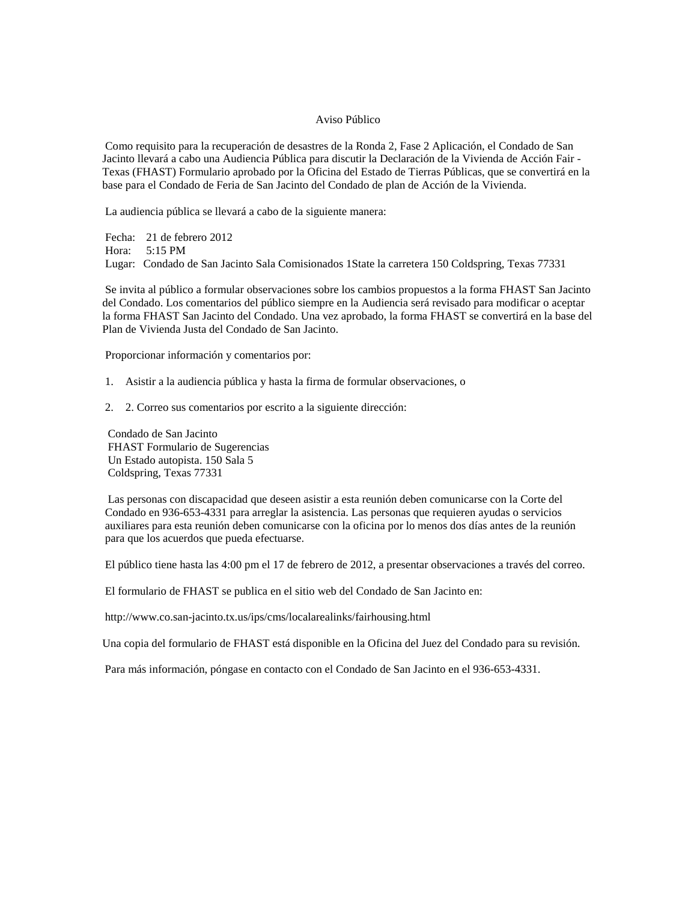# Aviso Público

Como requisito para la recuperación de desastres de la Ronda 2, Fase 2 Aplicación, el Condado de San Jacinto llevará a cabo una Audiencia Pública para discutir la Declaración de la Vivienda de Acción Fair - Texas (FHAST) Formulario aprobado por la Oficina del Estado de Tierras Públicas, que se convertirá en la base para el Condado de Feria de San Jacinto del Condado de plan de Acción de la Vivienda.

La audiencia pública se llevará a cabo de la siguiente manera:

Fecha: 21 de febrero 2012
Hora: 5:15 PM
Lugar: Condado de San Jacinto Sala Comisionados 1State la carretera 150 Coldspring, Texas 77331

Se invita al público a formular observaciones sobre los cambios propuestos a la forma FHAST San Jacinto del Condado. Los comentarios del público siempre en la Audiencia será revisado para modificar o aceptar la forma FHAST San Jacinto del Condado. Una vez aprobado, la forma FHAST se convertirá en la base del Plan de Vivienda Justa del Condado de San Jacinto.

Proporcionar información y comentarios por:

1. Asistir a la audiencia pública y hasta la firma de formular observaciones, o

2. 2. Correo sus comentarios por escrito a la siguiente dirección:

Condado de San Jacinto
FHAST Formulario de Sugerencias
Un Estado autopista. 150 Sala 5
Coldspring, Texas 77331

Las personas con discapacidad que deseen asistir a esta reunión deben comunicarse con la Corte del Condado en 936-653-4331 para arreglar la asistencia. Las personas que requieren ayudas o servicios auxiliares para esta reunión deben comunicarse con la oficina por lo menos dos días antes de la reunión para que los acuerdos que pueda efectuarse.

El público tiene hasta las 4:00 pm el 17 de febrero de 2012, a presentar observaciones a través del correo.

El formulario de FHAST se publica en el sitio web del Condado de San Jacinto en:

http://www.co.san-jacinto.tx.us/ips/cms/localarealinks/fairhousing.html

Una copia del formulario de FHAST está disponible en la Oficina del Juez del Condado para su revisión.

Para más información, póngase en contacto con el Condado de San Jacinto en el 936-653-4331.